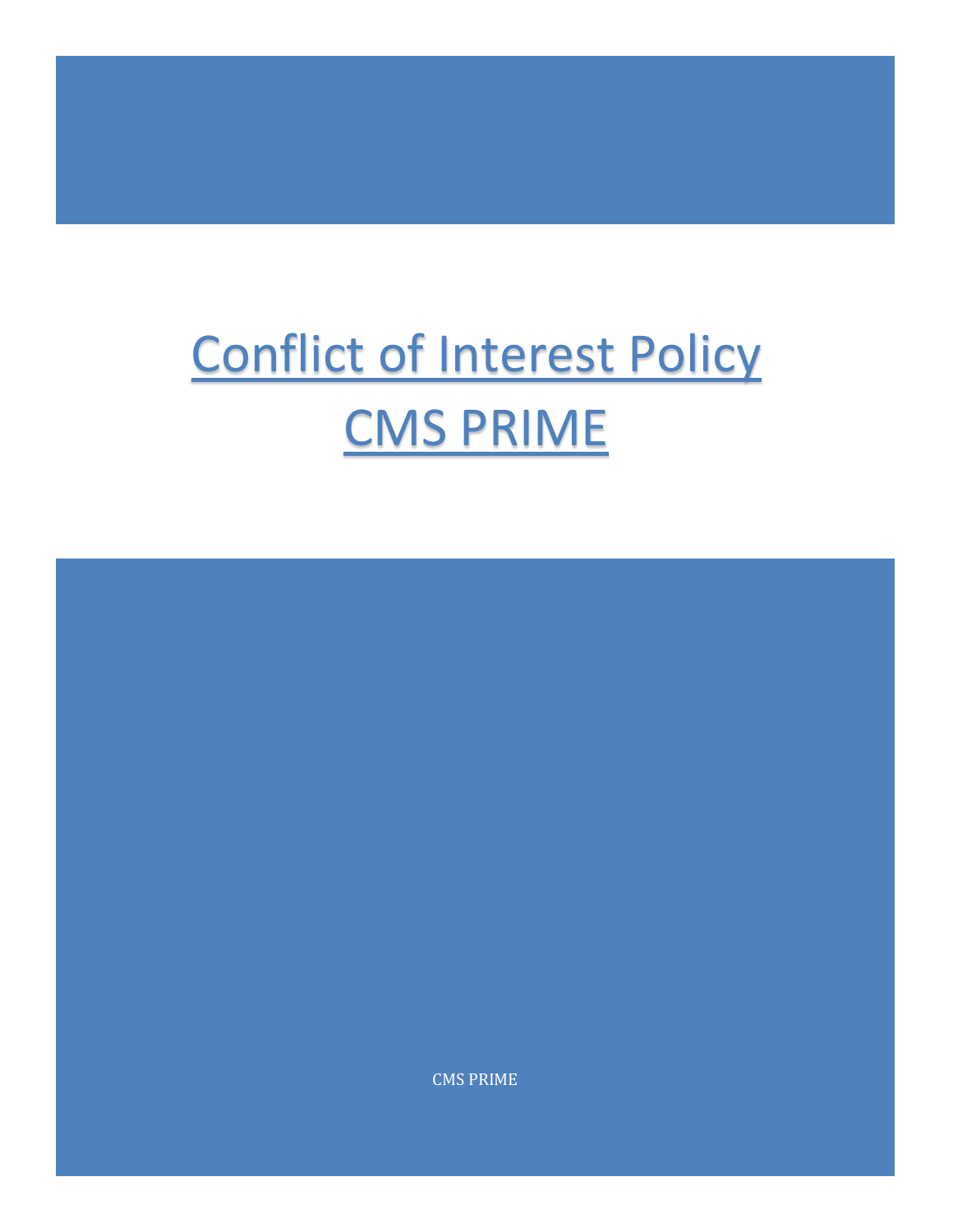# Conflict of Interest Policy
# CMS PRIME

CMS PRIME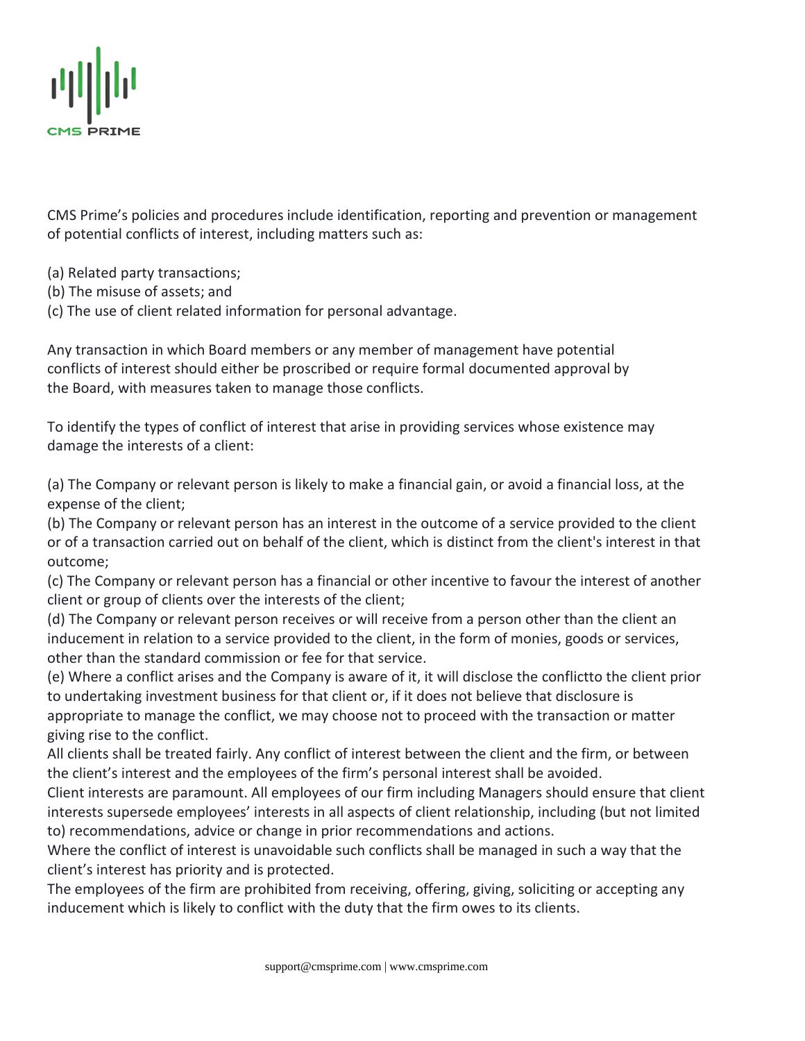CMS Prime's policies and procedures include identification, reporting and prevention or management of potential conflicts of interest, including matters such as:

(a) Related party transactions;
(b) The misuse of assets; and
(c) The use of client related information for personal advantage.

Any transaction in which Board members or any member of management have potential conflicts of interest should either be proscribed or require formal documented approval by the Board, with measures taken to manage those conflicts.

To identify the types of conflict of interest that arise in providing services whose existence may damage the interests of a client:

(a) The Company or relevant person is likely to make a financial gain, or avoid a financial loss, at the expense of the client;
(b) The Company or relevant person has an interest in the outcome of a service provided to the client or of a transaction carried out on behalf of the client, which is distinct from the client's interest in that outcome;
(c) The Company or relevant person has a financial or other incentive to favour the interest of another client or group of clients over the interests of the client;
(d) The Company or relevant person receives or will receive from a person other than the client an inducement in relation to a service provided to the client, in the form of monies, goods or services, other than the standard commission or fee for that service.
(e) Where a conflict arises and the Company is aware of it, it will disclose the conflictto the client prior to undertaking investment business for that client or, if it does not believe that disclosure is appropriate to manage the conflict, we may choose not to proceed with the transaction or matter giving rise to the conflict.

All clients shall be treated fairly. Any conflict of interest between the client and the firm, or between the client's interest and the employees of the firm's personal interest shall be avoided.

Client interests are paramount. All employees of our firm including Managers should ensure that client interests supersede employees' interests in all aspects of client relationship, including (but not limited to) recommendations, advice or change in prior recommendations and actions.

Where the conflict of interest is unavoidable such conflicts shall be managed in such a way that the client's interest has priority and is protected.

The employees of the firm are prohibited from receiving, offering, giving, soliciting or accepting any inducement which is likely to conflict with the duty that the firm owes to its clients.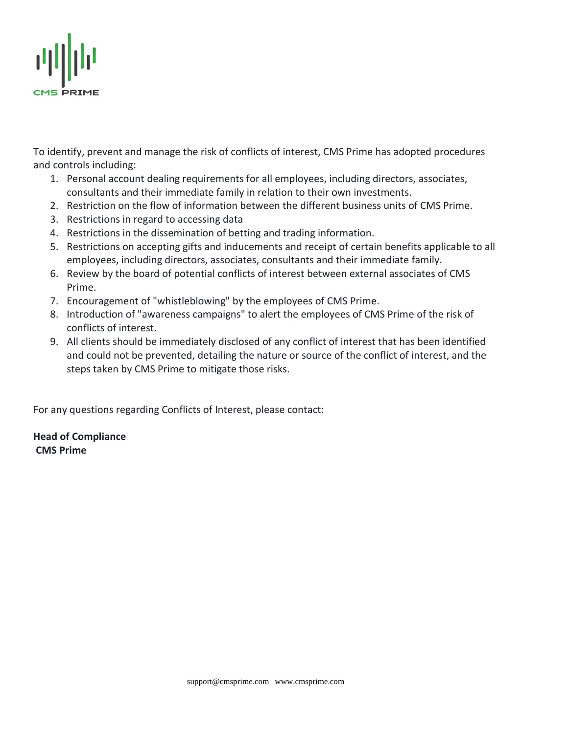To identify, prevent and manage the risk of conflicts of interest, CMS Prime has adopted procedures and controls including:

1. Personal account dealing requirements for all employees, including directors, associates, consultants and their immediate family in relation to their own investments.
2. Restriction on the flow of information between the different business units of CMS Prime.
3. Restrictions in regard to accessing data
4. Restrictions in the dissemination of betting and trading information.
5. Restrictions on accepting gifts and inducements and receipt of certain benefits applicable to all employees, including directors, associates, consultants and their immediate family.
6. Review by the board of potential conflicts of interest between external associates of CMS Prime.
7. Encouragement of "whistleblowing" by the employees of CMS Prime.
8. Introduction of "awareness campaigns" to alert the employees of CMS Prime of the risk of conflicts of interest.
9. All clients should be immediately disclosed of any conflict of interest that has been identified and could not be prevented, detailing the nature or source of the conflict of interest, and the steps taken by CMS Prime to mitigate those risks.

For any questions regarding Conflicts of Interest, please contact:

**Head of Compliance**
**CMS Prime**

support@cmsprime.com | www.cmsprime.com